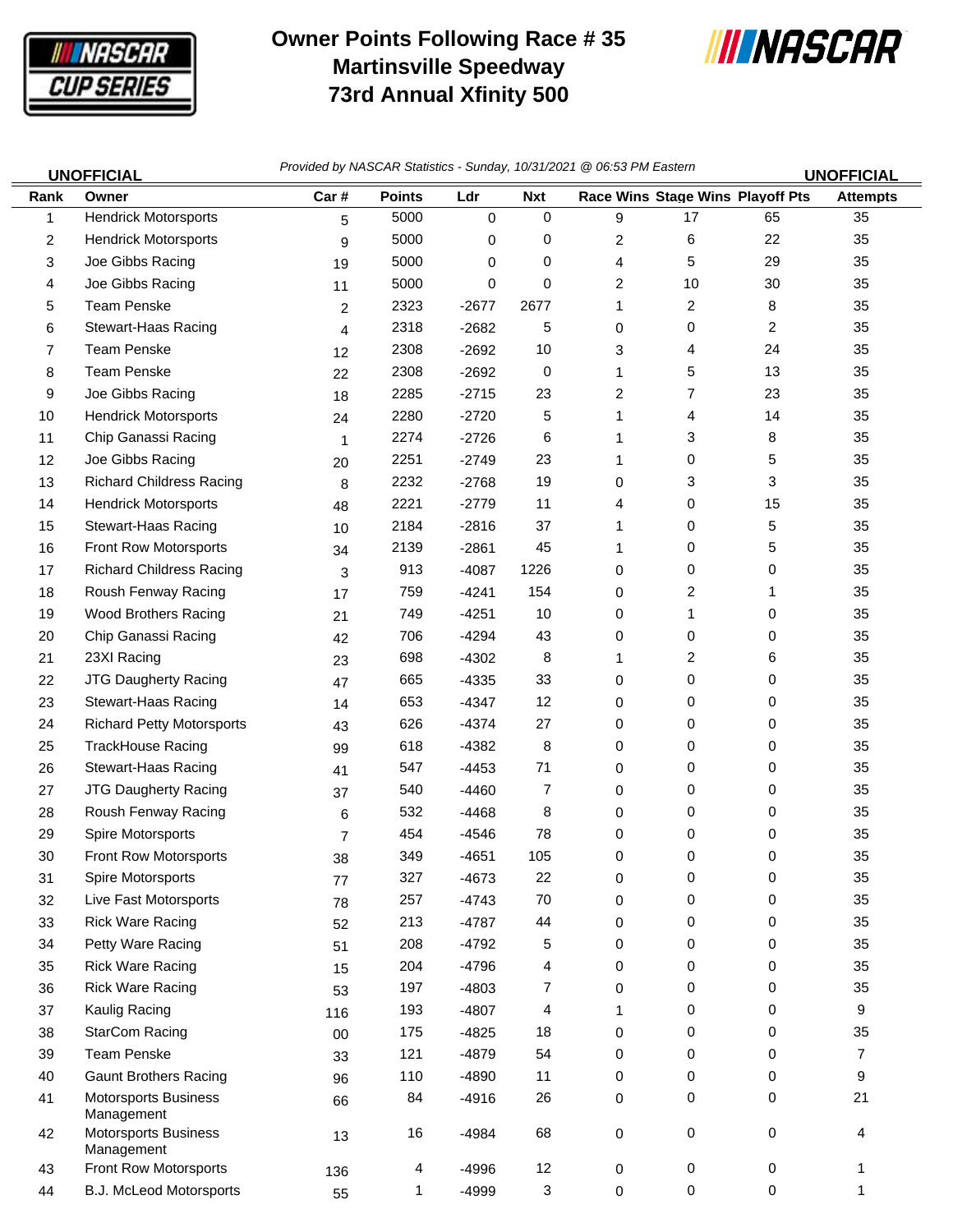# Owner Points Following Race # 35
# Martinsville Speedway
# 73rd Annual Xfinity 500

**UNOFFICIAL** *Provided by NASCAR Statistics - Sunday, 10/31/2021 @ 06:53 PM Eastern* **UNOFFICIAL**

| Rank | Owner | Car # | Points | Ldr | Nxt | Race Wins | Stage Wins | Playoff Pts | Attempts |
|---|---|---|---|---|---|---|---|---|---|
| 1 | Hendrick Motorsports | 5 | 5000 | 0 | 0 | 9 | 17 | 65 | 35 |
| 2 | Hendrick Motorsports | 9 | 5000 | 0 | 0 | 2 | 6 | 22 | 35 |
| 3 | Joe Gibbs Racing | 19 | 5000 | 0 | 0 | 4 | 5 | 29 | 35 |
| 4 | Joe Gibbs Racing | 11 | 5000 | 0 | 0 | 2 | 10 | 30 | 35 |
| 5 | Team Penske | 2 | 2323 | -2677 | 2677 | 1 | 2 | 8 | 35 |
| 6 | Stewart-Haas Racing | 4 | 2318 | -2682 | 5 | 0 | 0 | 2 | 35 |
| 7 | Team Penske | 12 | 2308 | -2692 | 10 | 3 | 4 | 24 | 35 |
| 8 | Team Penske | 22 | 2308 | -2692 | 0 | 1 | 5 | 13 | 35 |
| 9 | Joe Gibbs Racing | 18 | 2285 | -2715 | 23 | 2 | 7 | 23 | 35 |
| 10 | Hendrick Motorsports | 24 | 2280 | -2720 | 5 | 1 | 4 | 14 | 35 |
| 11 | Chip Ganassi Racing | 1 | 2274 | -2726 | 6 | 1 | 3 | 8 | 35 |
| 12 | Joe Gibbs Racing | 20 | 2251 | -2749 | 23 | 1 | 0 | 5 | 35 |
| 13 | Richard Childress Racing | 8 | 2232 | -2768 | 19 | 0 | 3 | 3 | 35 |
| 14 | Hendrick Motorsports | 48 | 2221 | -2779 | 11 | 4 | 0 | 15 | 35 |
| 15 | Stewart-Haas Racing | 10 | 2184 | -2816 | 37 | 1 | 0 | 5 | 35 |
| 16 | Front Row Motorsports | 34 | 2139 | -2861 | 45 | 1 | 0 | 5 | 35 |
| 17 | Richard Childress Racing | 3 | 913 | -4087 | 1226 | 0 | 0 | 0 | 35 |
| 18 | Roush Fenway Racing | 17 | 759 | -4241 | 154 | 0 | 2 | 1 | 35 |
| 19 | Wood Brothers Racing | 21 | 749 | -4251 | 10 | 0 | 1 | 0 | 35 |
| 20 | Chip Ganassi Racing | 42 | 706 | -4294 | 43 | 0 | 0 | 0 | 35 |
| 21 | 23XI Racing | 23 | 698 | -4302 | 8 | 1 | 2 | 6 | 35 |
| 22 | JTG Daugherty Racing | 47 | 665 | -4335 | 33 | 0 | 0 | 0 | 35 |
| 23 | Stewart-Haas Racing | 14 | 653 | -4347 | 12 | 0 | 0 | 0 | 35 |
| 24 | Richard Petty Motorsports | 43 | 626 | -4374 | 27 | 0 | 0 | 0 | 35 |
| 25 | TrackHouse Racing | 99 | 618 | -4382 | 8 | 0 | 0 | 0 | 35 |
| 26 | Stewart-Haas Racing | 41 | 547 | -4453 | 71 | 0 | 0 | 0 | 35 |
| 27 | JTG Daugherty Racing | 37 | 540 | -4460 | 7 | 0 | 0 | 0 | 35 |
| 28 | Roush Fenway Racing | 6 | 532 | -4468 | 8 | 0 | 0 | 0 | 35 |
| 29 | Spire Motorsports | 7 | 454 | -4546 | 78 | 0 | 0 | 0 | 35 |
| 30 | Front Row Motorsports | 38 | 349 | -4651 | 105 | 0 | 0 | 0 | 35 |
| 31 | Spire Motorsports | 77 | 327 | -4673 | 22 | 0 | 0 | 0 | 35 |
| 32 | Live Fast Motorsports | 78 | 257 | -4743 | 70 | 0 | 0 | 0 | 35 |
| 33 | Rick Ware Racing | 52 | 213 | -4787 | 44 | 0 | 0 | 0 | 35 |
| 34 | Petty Ware Racing | 51 | 208 | -4792 | 5 | 0 | 0 | 0 | 35 |
| 35 | Rick Ware Racing | 15 | 204 | -4796 | 4 | 0 | 0 | 0 | 35 |
| 36 | Rick Ware Racing | 53 | 197 | -4803 | 7 | 0 | 0 | 0 | 35 |
| 37 | Kaulig Racing | 116 | 193 | -4807 | 4 | 1 | 0 | 0 | 9 |
| 38 | StarCom Racing | 00 | 175 | -4825 | 18 | 0 | 0 | 0 | 35 |
| 39 | Team Penske | 33 | 121 | -4879 | 54 | 0 | 0 | 0 | 7 |
| 40 | Gaunt Brothers Racing | 96 | 110 | -4890 | 11 | 0 | 0 | 0 | 9 |
| 41 | Motorsports Business Management | 66 | 84 | -4916 | 26 | 0 | 0 | 0 | 21 |
| 42 | Motorsports Business Management | 13 | 16 | -4984 | 68 | 0 | 0 | 0 | 4 |
| 43 | Front Row Motorsports | 136 | 4 | -4996 | 12 | 0 | 0 | 0 | 1 |
| 44 | B.J. McLeod Motorsports | 55 | 1 | -4999 | 3 | 0 | 0 | 0 | 1 |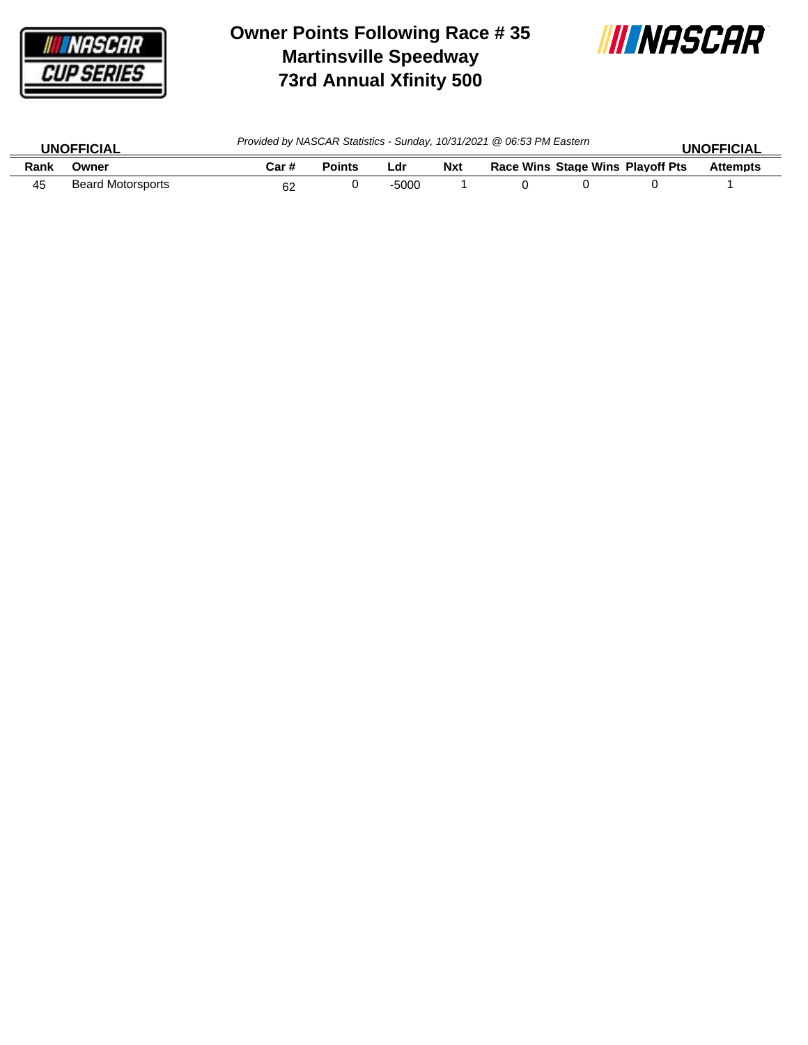# Owner Points Following Race # 35
## Martinsville Speedway
## 73rd Annual Xfinity 500

**UNOFFICIAL** *Provided by NASCAR Statistics - Sunday, 10/31/2021 @ 06:53 PM Eastern* **UNOFFICIAL**

| Rank | Owner | Car # | Points | Ldr | Nxt | Race Wins | Stage Wins | Playoff Pts | Attempts |
|---|---|---|---|---|---|---|---|---|---|
| 45 | Beard Motorsports | 62 | 0 | -5000 | 1 | 0 | 0 | 0 | 1 |